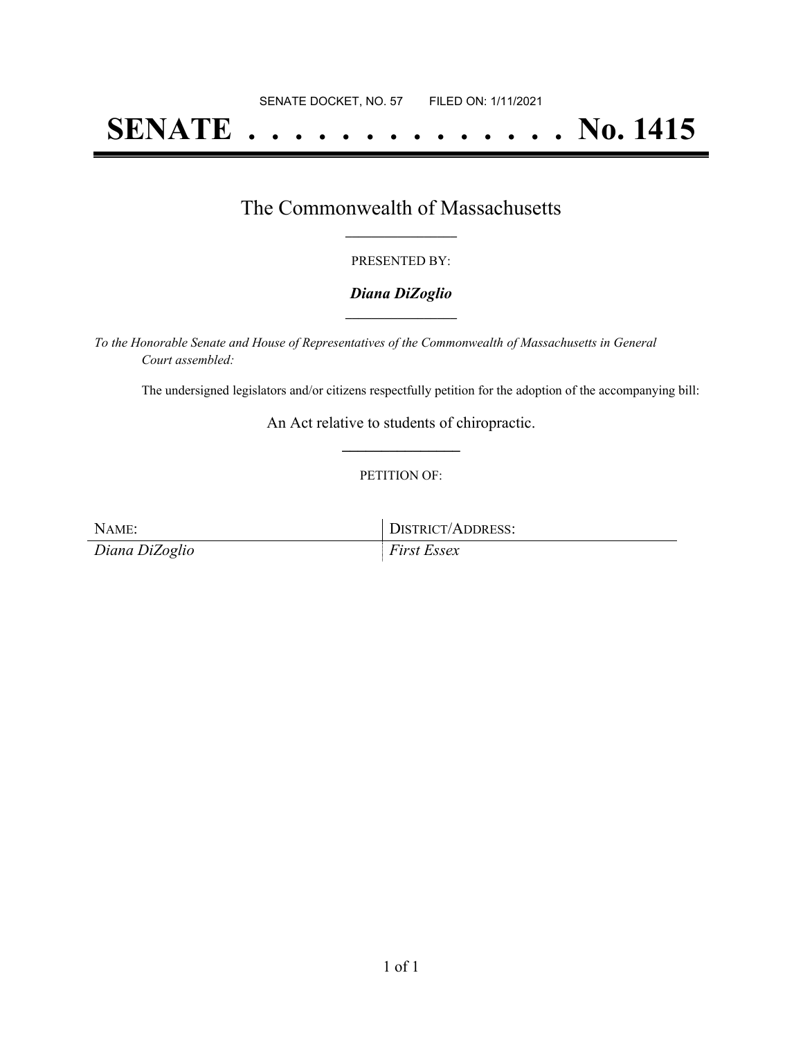SENATE DOCKET, NO. 57        FILED ON: 1/11/2021

# SENATE . . . . . . . . . . . . . . No. 1415

## The Commonwealth of Massachusetts

PRESENTED BY:

***Diana DiZoglio***

*To the Honorable Senate and House of Representatives of the Commonwealth of Massachusetts in General Court assembled:*

The undersigned legislators and/or citizens respectfully petition for the adoption of the accompanying bill:

An Act relative to students of chiropractic.

PETITION OF:

| NAME: | DISTRICT/ADDRESS: |
|---|---|
| *Diana DiZoglio* | *First Essex* |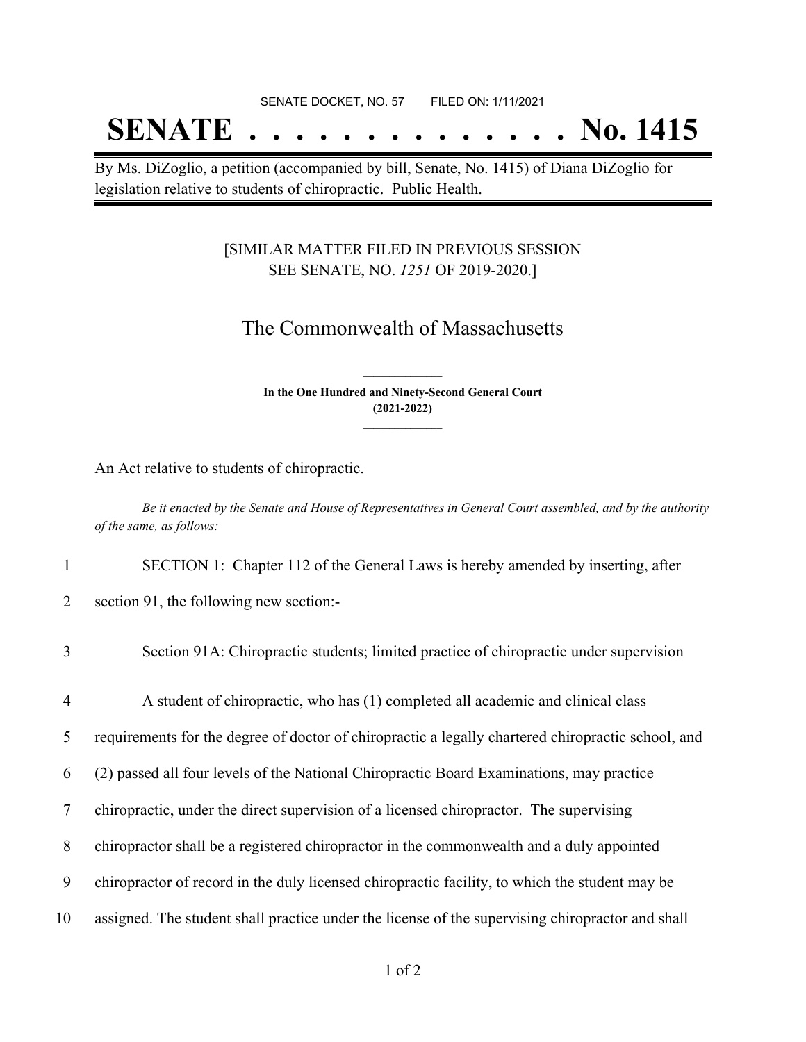SENATE DOCKET, NO. 57 FILED ON: 1/11/2021

# SENATE . . . . . . . . . . . . . . No. 1415

By Ms. DiZoglio, a petition (accompanied by bill, Senate, No. 1415) of Diana DiZoglio for legislation relative to students of chiropractic. Public Health.

[SIMILAR MATTER FILED IN PREVIOUS SESSION SEE SENATE, NO. *1251* OF 2019-2020.]

## The Commonwealth of Massachusetts

**In the One Hundred and Ninety-Second General Court (2021-2022)**

An Act relative to students of chiropractic.

*Be it enacted by the Senate and House of Representatives in General Court assembled, and by the authority of the same, as follows:*

1 SECTION 1: Chapter 112 of the General Laws is hereby amended by inserting, after
2 section 91, the following new section:-

3 Section 91A: Chiropractic students; limited practice of chiropractic under supervision

4 A student of chiropractic, who has (1) completed all academic and clinical class
5 requirements for the degree of doctor of chiropractic a legally chartered chiropractic school, and
6 (2) passed all four levels of the National Chiropractic Board Examinations, may practice
7 chiropractic, under the direct supervision of a licensed chiropractor. The supervising
8 chiropractor shall be a registered chiropractor in the commonwealth and a duly appointed
9 chiropractor of record in the duly licensed chiropractic facility, to which the student may be
10 assigned. The student shall practice under the license of the supervising chiropractor and shall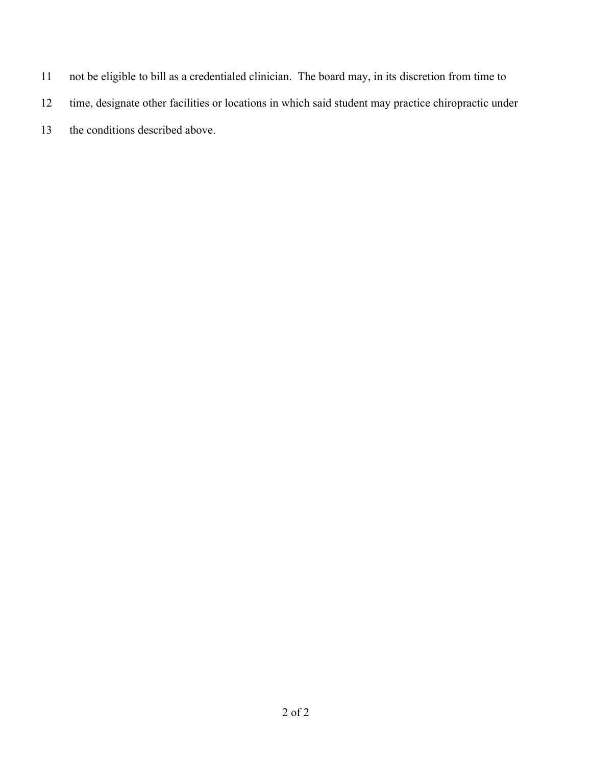11 not be eligible to bill as a credentialed clinician. The board may, in its discretion from time to

12 time, designate other facilities or locations in which said student may practice chiropractic under

13 the conditions described above.